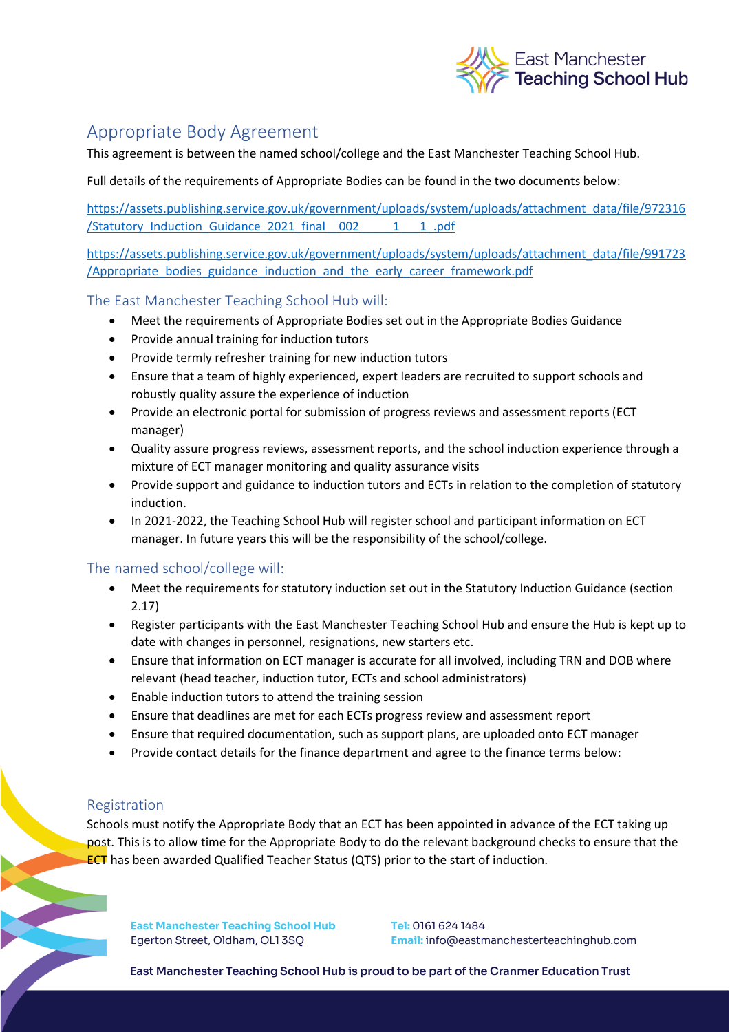# Appropriate Body Agreement

This agreement is between the named school/college and the East Manchester Teaching School Hub.

Full details of the requirements of Appropriate Bodies can be found in the two documents below:

https://assets.publishing.service.gov.uk/government/uploads/system/uploads/attachment_data/file/972316/Statutory_Induction_Guidance_2021_final__002_____1___1_.pdf

https://assets.publishing.service.gov.uk/government/uploads/system/uploads/attachment_data/file/991723/Appropriate_bodies_guidance_induction_and_the_early_career_framework.pdf

## The East Manchester Teaching School Hub will:

- Meet the requirements of Appropriate Bodies set out in the Appropriate Bodies Guidance
- Provide annual training for induction tutors
- Provide termly refresher training for new induction tutors
- Ensure that a team of highly experienced, expert leaders are recruited to support schools and robustly quality assure the experience of induction
- Provide an electronic portal for submission of progress reviews and assessment reports (ECT manager)
- Quality assure progress reviews, assessment reports, and the school induction experience through a mixture of ECT manager monitoring and quality assurance visits
- Provide support and guidance to induction tutors and ECTs in relation to the completion of statutory induction.
- In 2021-2022, the Teaching School Hub will register school and participant information on ECT manager. In future years this will be the responsibility of the school/college.

## The named school/college will:

- Meet the requirements for statutory induction set out in the Statutory Induction Guidance (section 2.17)
- Register participants with the East Manchester Teaching School Hub and ensure the Hub is kept up to date with changes in personnel, resignations, new starters etc.
- Ensure that information on ECT manager is accurate for all involved, including TRN and DOB where relevant (head teacher, induction tutor, ECTs and school administrators)
- Enable induction tutors to attend the training session
- Ensure that deadlines are met for each ECTs progress review and assessment report
- Ensure that required documentation, such as support plans, are uploaded onto ECT manager
- Provide contact details for the finance department and agree to the finance terms below:

## Registration

Schools must notify the Appropriate Body that an ECT has been appointed in advance of the ECT taking up post. This is to allow time for the Appropriate Body to do the relevant background checks to ensure that the ECT has been awarded Qualified Teacher Status (QTS) prior to the start of induction.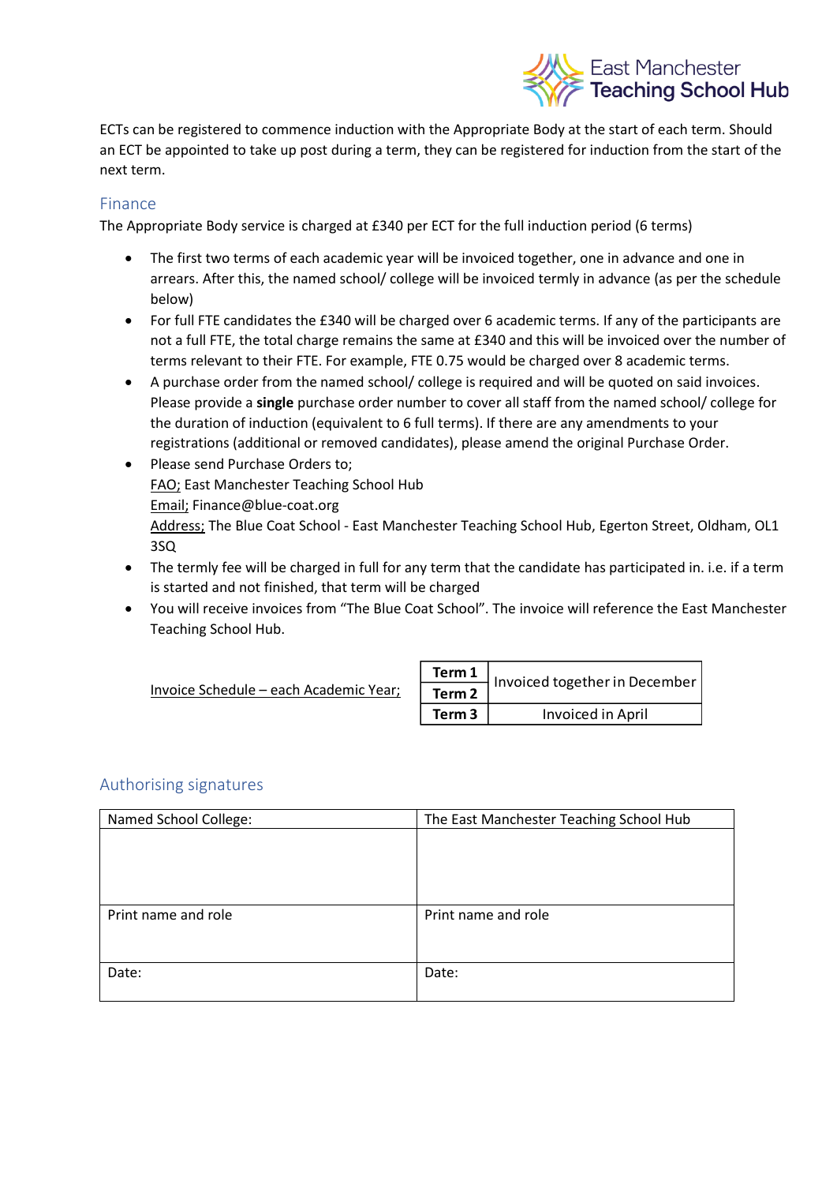ECTs can be registered to commence induction with the Appropriate Body at the start of each term. Should an ECT be appointed to take up post during a term, they can be registered for induction from the start of the next term.

## Finance

The Appropriate Body service is charged at £340 per ECT for the full induction period (6 terms)

- The first two terms of each academic year will be invoiced together, one in advance and one in arrears. After this, the named school/ college will be invoiced termly in advance (as per the schedule below)
- For full FTE candidates the £340 will be charged over 6 academic terms. If any of the participants are not a full FTE, the total charge remains the same at £340 and this will be invoiced over the number of terms relevant to their FTE. For example, FTE 0.75 would be charged over 8 academic terms.
- A purchase order from the named school/ college is required and will be quoted on said invoices. Please provide a **single** purchase order number to cover all staff from the named school/ college for the duration of induction (equivalent to 6 full terms). If there are any amendments to your registrations (additional or removed candidates), please amend the original Purchase Order.
- Please send Purchase Orders to;
  FAO; East Manchester Teaching School Hub
  Email; Finance@blue-coat.org
  Address; The Blue Coat School - East Manchester Teaching School Hub, Egerton Street, Oldham, OL1 3SQ
- The termly fee will be charged in full for any term that the candidate has participated in. i.e. if a term is started and not finished, that term will be charged
- You will receive invoices from "The Blue Coat School". The invoice will reference the East Manchester Teaching School Hub.

Invoice Schedule – each Academic Year;

| | |
|---|---|
| **Term 1** | Invoiced together in December |
| **Term 2** | |
| **Term 3** | Invoiced in April |

## Authorising signatures

| Named School College: | The East Manchester Teaching School Hub |
|---|---|
| | |
| Print name and role | Print name and role |
| Date: | Date: |